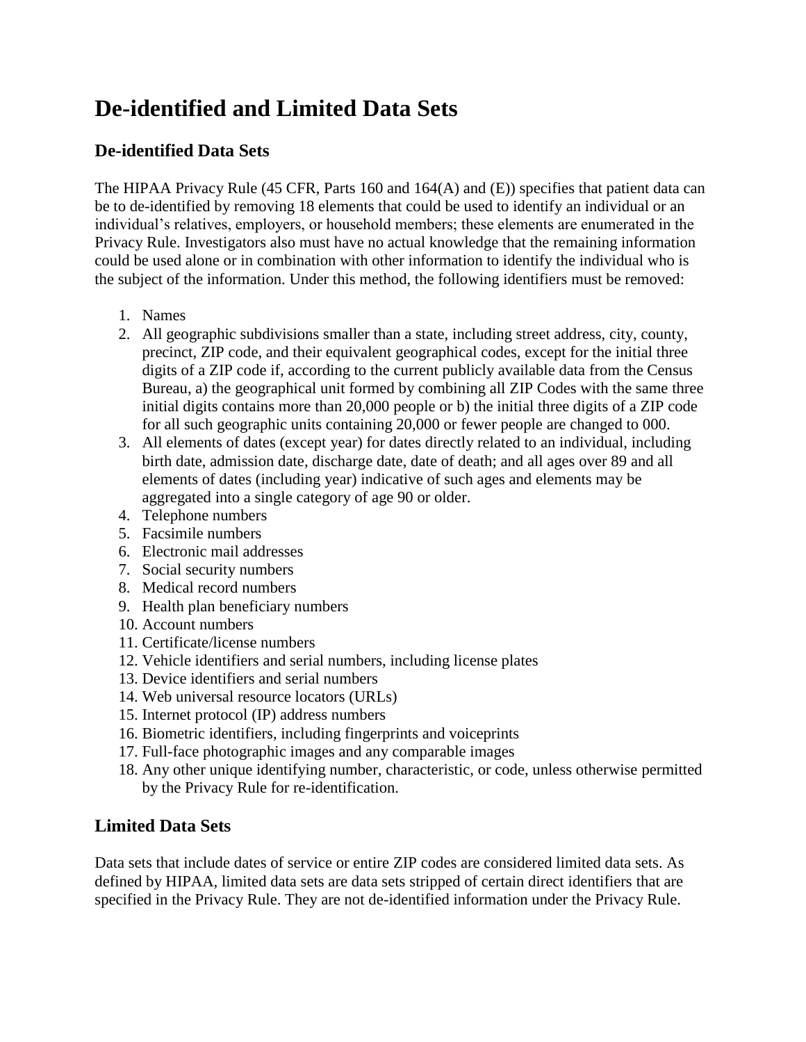# De-identified and Limited Data Sets

## De-identified Data Sets

The HIPAA Privacy Rule (45 CFR, Parts 160 and 164(A) and (E)) specifies that patient data can be to de-identified by removing 18 elements that could be used to identify an individual or an individual's relatives, employers, or household members; these elements are enumerated in the Privacy Rule. Investigators also must have no actual knowledge that the remaining information could be used alone or in combination with other information to identify the individual who is the subject of the information. Under this method, the following identifiers must be removed:

1. Names
2. All geographic subdivisions smaller than a state, including street address, city, county, precinct, ZIP code, and their equivalent geographical codes, except for the initial three digits of a ZIP code if, according to the current publicly available data from the Census Bureau, a) the geographical unit formed by combining all ZIP Codes with the same three initial digits contains more than 20,000 people or b) the initial three digits of a ZIP code for all such geographic units containing 20,000 or fewer people are changed to 000.
3. All elements of dates (except year) for dates directly related to an individual, including birth date, admission date, discharge date, date of death; and all ages over 89 and all elements of dates (including year) indicative of such ages and elements may be aggregated into a single category of age 90 or older.
4. Telephone numbers
5. Facsimile numbers
6. Electronic mail addresses
7. Social security numbers
8. Medical record numbers
9. Health plan beneficiary numbers
10. Account numbers
11. Certificate/license numbers
12. Vehicle identifiers and serial numbers, including license plates
13. Device identifiers and serial numbers
14. Web universal resource locators (URLs)
15. Internet protocol (IP) address numbers
16. Biometric identifiers, including fingerprints and voiceprints
17. Full-face photographic images and any comparable images
18. Any other unique identifying number, characteristic, or code, unless otherwise permitted by the Privacy Rule for re-identification.

## Limited Data Sets

Data sets that include dates of service or entire ZIP codes are considered limited data sets. As defined by HIPAA, limited data sets are data sets stripped of certain direct identifiers that are specified in the Privacy Rule. They are not de-identified information under the Privacy Rule.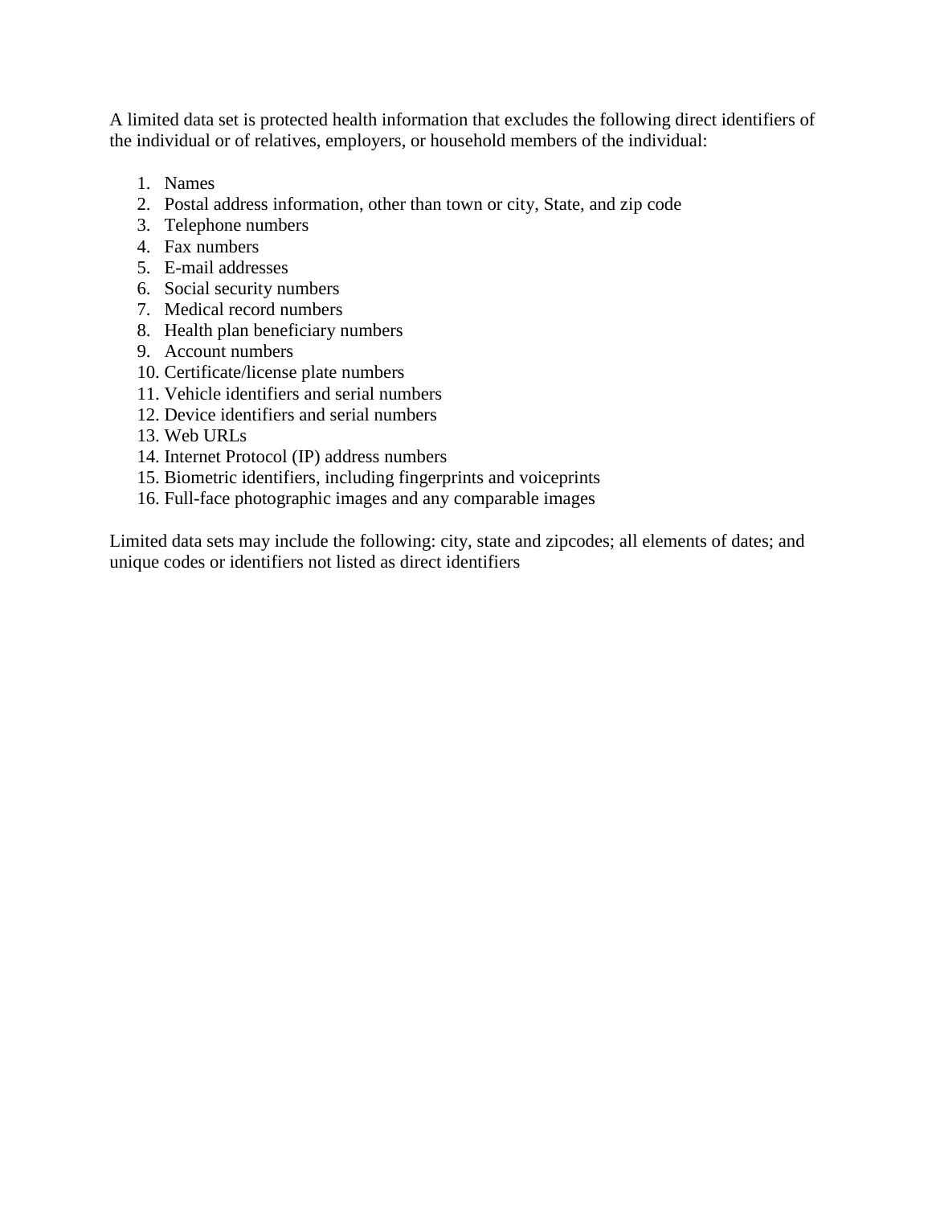A limited data set is protected health information that excludes the following direct identifiers of the individual or of relatives, employers, or household members of the individual:

1. Names
2. Postal address information, other than town or city, State, and zip code
3. Telephone numbers
4. Fax numbers
5. E-mail addresses
6. Social security numbers
7. Medical record numbers
8. Health plan beneficiary numbers
9. Account numbers
10. Certificate/license plate numbers
11. Vehicle identifiers and serial numbers
12. Device identifiers and serial numbers
13. Web URLs
14. Internet Protocol (IP) address numbers
15. Biometric identifiers, including fingerprints and voiceprints
16. Full-face photographic images and any comparable images

Limited data sets may include the following: city, state and zipcodes; all elements of dates; and unique codes or identifiers not listed as direct identifiers